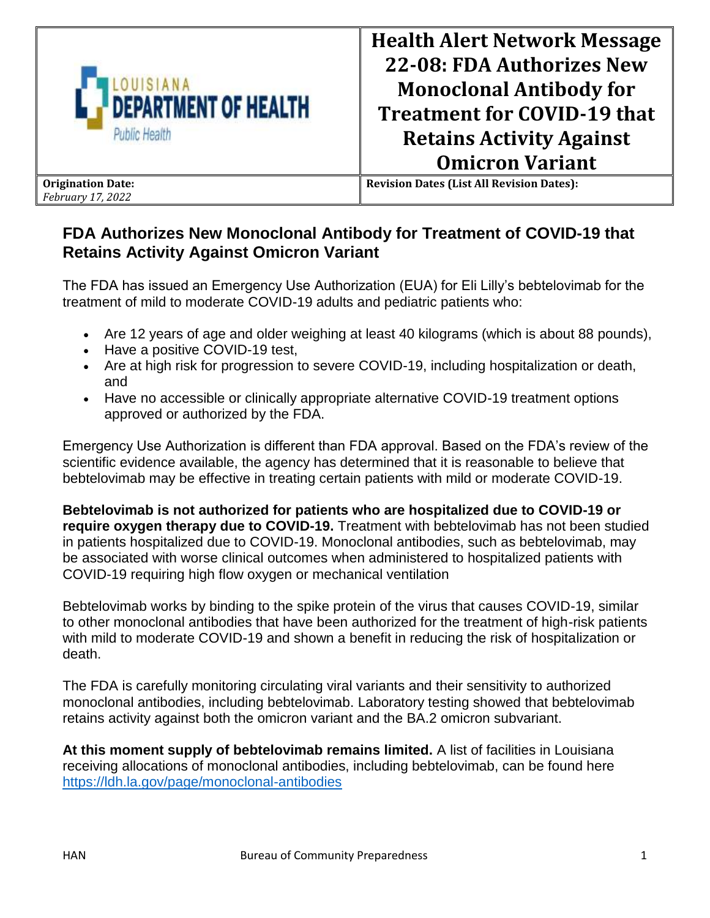| LOUISIANA DEPARTMENT OF HEALTH Public Health | **Health Alert Network Message 22-08: FDA Authorizes New Monoclonal Antibody for Treatment for COVID-19 that Retains Activity Against Omicron Variant** |
| --- | --- |
| **Origination Date:** *February 17, 2022* | **Revision Dates (List All Revision Dates):** |

## FDA Authorizes New Monoclonal Antibody for Treatment of COVID-19 that Retains Activity Against Omicron Variant

The FDA has issued an Emergency Use Authorization (EUA) for Eli Lilly's bebtelovimab for the treatment of mild to moderate COVID-19 adults and pediatric patients who:

- Are 12 years of age and older weighing at least 40 kilograms (which is about 88 pounds),
- Have a positive COVID-19 test,
- Are at high risk for progression to severe COVID-19, including hospitalization or death, and
- Have no accessible or clinically appropriate alternative COVID-19 treatment options approved or authorized by the FDA.

Emergency Use Authorization is different than FDA approval. Based on the FDA's review of the scientific evidence available, the agency has determined that it is reasonable to believe that bebtelovimab may be effective in treating certain patients with mild or moderate COVID-19.

**Bebtelovimab is not authorized for patients who are hospitalized due to COVID-19 or require oxygen therapy due to COVID-19.** Treatment with bebtelovimab has not been studied in patients hospitalized due to COVID-19. Monoclonal antibodies, such as bebtelovimab, may be associated with worse clinical outcomes when administered to hospitalized patients with COVID-19 requiring high flow oxygen or mechanical ventilation

Bebtelovimab works by binding to the spike protein of the virus that causes COVID-19, similar to other monoclonal antibodies that have been authorized for the treatment of high-risk patients with mild to moderate COVID-19 and shown a benefit in reducing the risk of hospitalization or death.

The FDA is carefully monitoring circulating viral variants and their sensitivity to authorized monoclonal antibodies, including bebtelovimab. Laboratory testing showed that bebtelovimab retains activity against both the omicron variant and the BA.2 omicron subvariant.

**At this moment supply of bebtelovimab remains limited.** A list of facilities in Louisiana receiving allocations of monoclonal antibodies, including bebtelovimab, can be found here https://ldh.la.gov/page/monoclonal-antibodies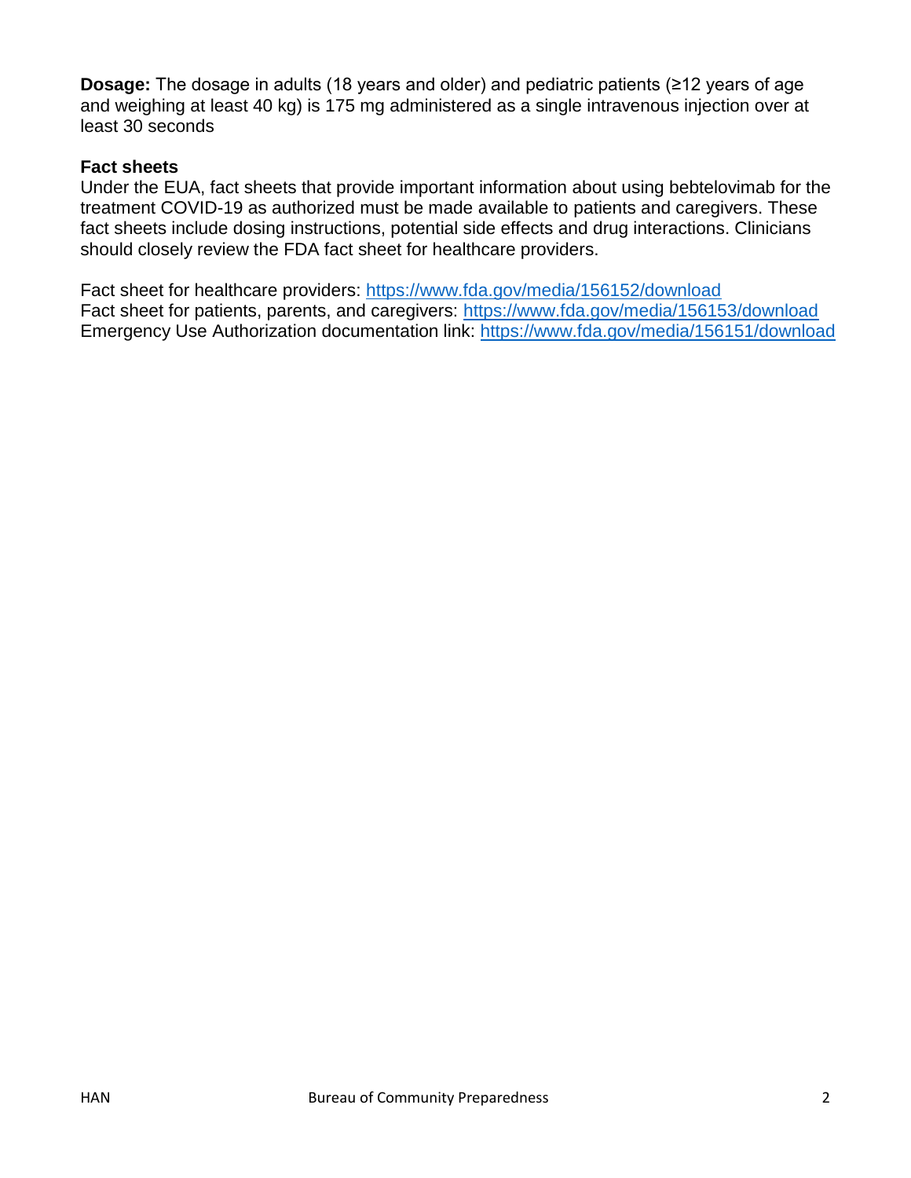**Dosage:** The dosage in adults (18 years and older) and pediatric patients (≥12 years of age and weighing at least 40 kg) is 175 mg administered as a single intravenous injection over at least 30 seconds

**Fact sheets**

Under the EUA, fact sheets that provide important information about using bebtelovimab for the treatment COVID-19 as authorized must be made available to patients and caregivers. These fact sheets include dosing instructions, potential side effects and drug interactions. Clinicians should closely review the FDA fact sheet for healthcare providers.

Fact sheet for healthcare providers: https://www.fda.gov/media/156152/download
Fact sheet for patients, parents, and caregivers: https://www.fda.gov/media/156153/download
Emergency Use Authorization documentation link: https://www.fda.gov/media/156151/download